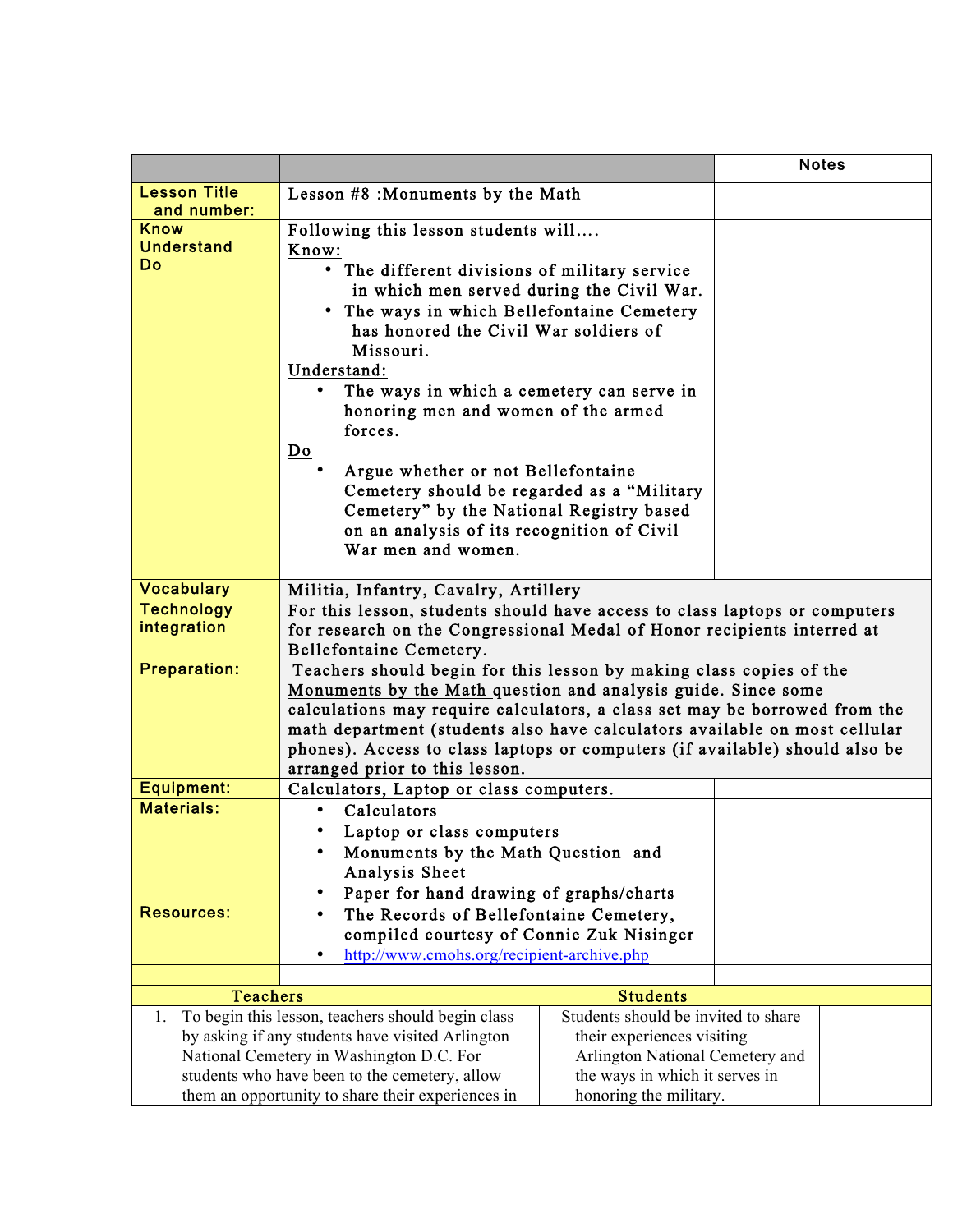| | | Notes |
|---|---|---|
| Lesson Title and number: | Lesson #8 :Monuments by the Math | |
| Know Understand Do | Following this lesson students will….<br>Know:<br>• The different divisions of military service in which men served during the Civil War.<br>• The ways in which Bellefontaine Cemetery has honored the Civil War soldiers of Missouri.<br>Understand:<br>• The ways in which a cemetery can serve in honoring men and women of the armed forces.<br>Do<br>• Argue whether or not Bellefontaine Cemetery should be regarded as a "Military Cemetery" by the National Registry based on an analysis of its recognition of Civil War men and women. | |
| Vocabulary | Militia, Infantry, Cavalry, Artillery | |
| Technology integration | For this lesson, students should have access to class laptops or computers for research on the Congressional Medal of Honor recipients interred at Bellefontaine Cemetery. | |
| Preparation: | Teachers should begin for this lesson by making class copies of the Monuments by the Math question and analysis guide. Since some calculations may require calculators, a class set may be borrowed from the math department (students also have calculators available on most cellular phones). Access to class laptops or computers (if available) should also be arranged prior to this lesson. | |
| Equipment: | Calculators, Laptop or class computers. | |
| Materials: | • Calculators<br>• Laptop or class computers<br>• Monuments by the Math Question and Analysis Sheet<br>• Paper for hand drawing of graphs/charts | |
| Resources: | • The Records of Bellefontaine Cemetery, compiled courtesy of Connie Zuk Nisinger<br>• http://www.cmohs.org/recipient-archive.php | |

| Teachers | Students | |
|---|---|---|
| 1. To begin this lesson, teachers should begin class by asking if any students have visited Arlington National Cemetery in Washington D.C. For students who have been to the cemetery, allow them an opportunity to share their experiences in | Students should be invited to share their experiences visiting Arlington National Cemetery and the ways in which it serves in honoring the military. | |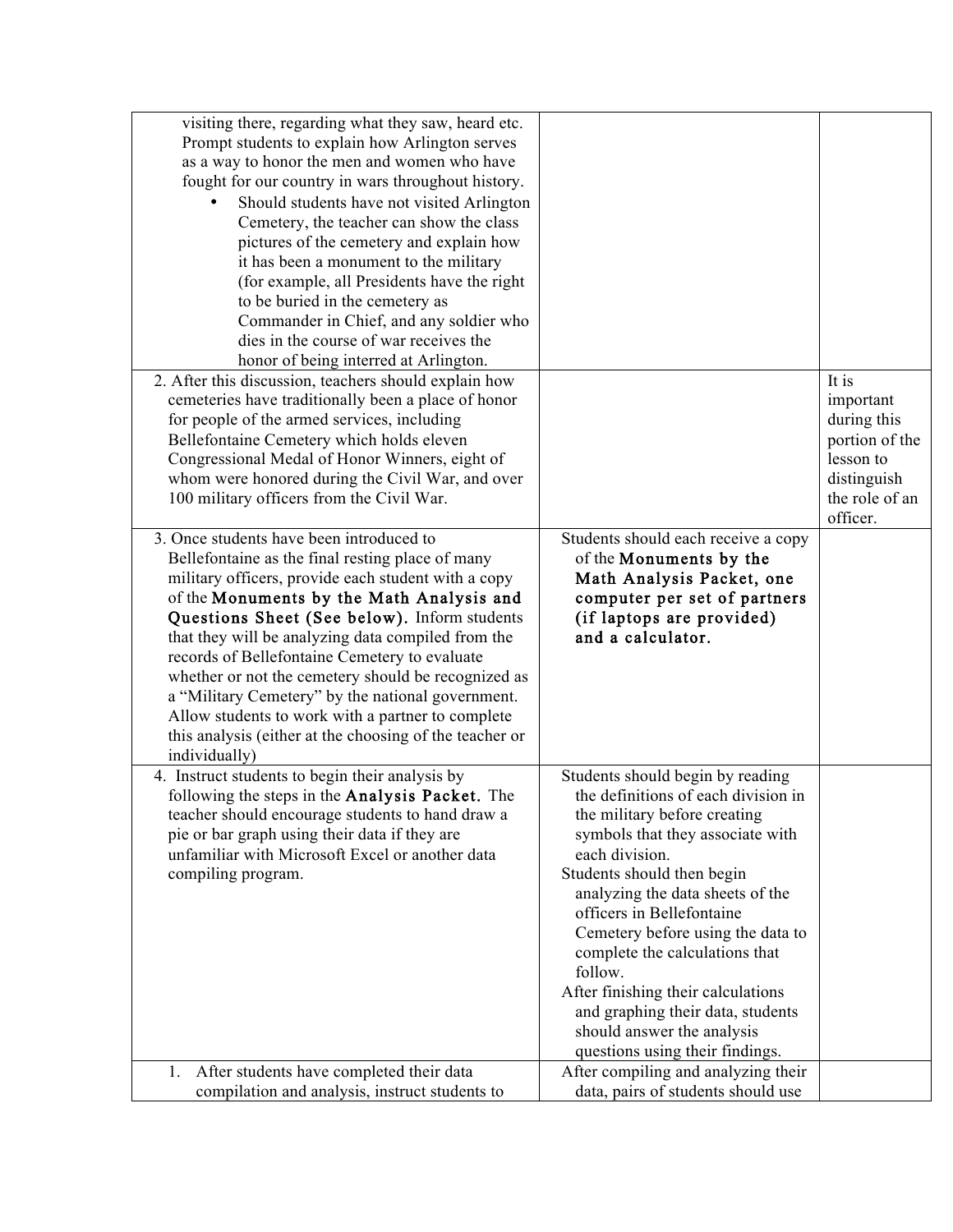| | | |
|---|---|---|
| visiting there, regarding what they saw, heard etc. Prompt students to explain how Arlington serves as a way to honor the men and women who have fought for our country in wars throughout history.<br>• Should students have not visited Arlington Cemetery, the teacher can show the class pictures of the cemetery and explain how it has been a monument to the military (for example, all Presidents have the right to be buried in the cemetery as Commander in Chief, and any soldier who dies in the course of war receives the honor of being interred at Arlington. | | |
| 2. After this discussion, teachers should explain how cemeteries have traditionally been a place of honor for people of the armed services, including Bellefontaine Cemetery which holds eleven Congressional Medal of Honor Winners, eight of whom were honored during the Civil War, and over 100 military officers from the Civil War. | | It is important during this portion of the lesson to distinguish the role of an officer. |
| 3. Once students have been introduced to Bellefontaine as the final resting place of many military officers, provide each student with a copy of the **Monuments by the Math Analysis and Questions Sheet (See below).** Inform students that they will be analyzing data compiled from the records of Bellefontaine Cemetery to evaluate whether or not the cemetery should be recognized as a "Military Cemetery" by the national government. Allow students to work with a partner to complete this analysis (either at the choosing of the teacher or individually) | Students should each receive a copy of the **Monuments by the Math Analysis Packet, one computer per set of partners (if laptops are provided) and a calculator.** | |
| 4. Instruct students to begin their analysis by following the steps in the **Analysis Packet.** The teacher should encourage students to hand draw a pie or bar graph using their data if they are unfamiliar with Microsoft Excel or another data compiling program. | Students should begin by reading the definitions of each division in the military before creating symbols that they associate with each division.<br>Students should then begin analyzing the data sheets of the officers in Bellefontaine Cemetery before using the data to complete the calculations that follow.<br>After finishing their calculations and graphing their data, students should answer the analysis questions using their findings. | |
| 1. After students have completed their data compilation and analysis, instruct students to | After compiling and analyzing their data, pairs of students should use | |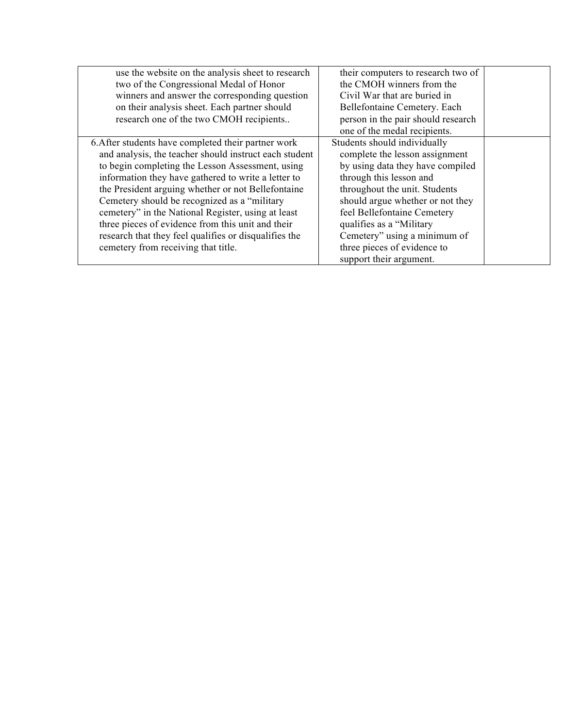| | | |
|---|---|---|
| use the website on the analysis sheet to research two of the Congressional Medal of Honor winners and answer the corresponding question on their analysis sheet. Each partner should research one of the two CMOH recipients.. | their computers to research two of the CMOH winners from the Civil War that are buried in Bellefontaine Cemetery. Each person in the pair should research one of the medal recipients. | |
| 6. After students have completed their partner work and analysis, the teacher should instruct each student to begin completing the Lesson Assessment, using information they have gathered to write a letter to the President arguing whether or not Bellefontaine Cemetery should be recognized as a "military cemetery" in the National Register, using at least three pieces of evidence from this unit and their research that they feel qualifies or disqualifies the cemetery from receiving that title. | Students should individually complete the lesson assignment by using data they have compiled through this lesson and throughout the unit. Students should argue whether or not they feel Bellefontaine Cemetery qualifies as a "Military Cemetery" using a minimum of three pieces of evidence to support their argument. | |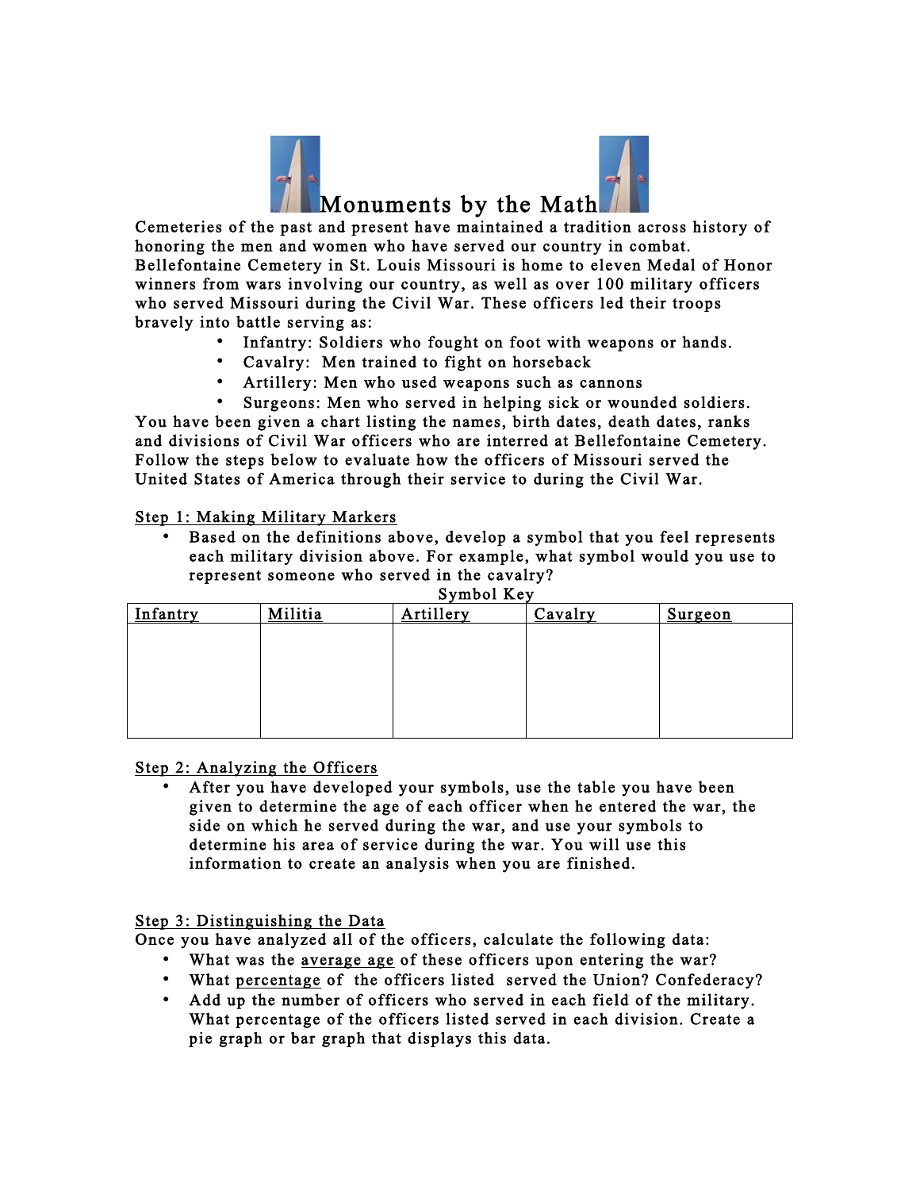# Monuments by the Math

Cemeteries of the past and present have maintained a tradition across history of honoring the men and women who have served our country in combat. Bellefontaine Cemetery in St. Louis Missouri is home to eleven Medal of Honor winners from wars involving our country, as well as over 100 military officers who served Missouri during the Civil War. These officers led their troops bravely into battle serving as:

- Infantry: Soldiers who fought on foot with weapons or hands.
- Cavalry: Men trained to fight on horseback
- Artillery: Men who used weapons such as cannons
- Surgeons: Men who served in helping sick or wounded soldiers.

You have been given a chart listing the names, birth dates, death dates, ranks and divisions of Civil War officers who are interred at Bellefontaine Cemetery. Follow the steps below to evaluate how the officers of Missouri served the United States of America through their service to during the Civil War.

## Step 1: Making Military Markers

- Based on the definitions above, develop a symbol that you feel represents each military division above. For example, what symbol would you use to represent someone who served in the cavalry?

Symbol Key

| Infantry | Militia | Artillery | Cavalry | Surgeon |
|---|---|---|---|---|
| | | | | |

## Step 2: Analyzing the Officers

- After you have developed your symbols, use the table you have been given to determine the age of each officer when he entered the war, the side on which he served during the war, and use your symbols to determine his area of service during the war. You will use this information to create an analysis when you are finished.

## Step 3: Distinguishing the Data

Once you have analyzed all of the officers, calculate the following data:

- What was the average age of these officers upon entering the war?
- What percentage of the officers listed served the Union? Confederacy?
- Add up the number of officers who served in each field of the military. What percentage of the officers listed served in each division. Create a pie graph or bar graph that displays this data.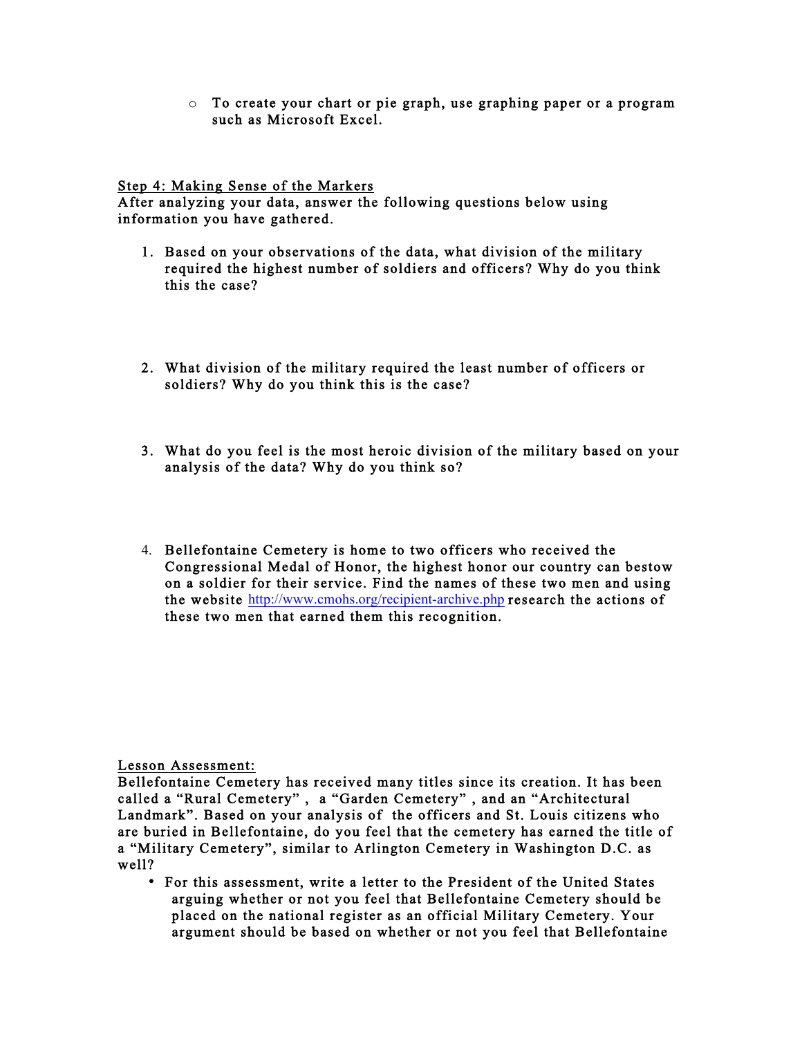- To create your chart or pie graph, use graphing paper or a program such as Microsoft Excel.

Step 4: Making Sense of the Markers

After analyzing your data, answer the following questions below using information you have gathered.

1. Based on your observations of the data, what division of the military required the highest number of soldiers and officers? Why do you think this the case?

2. What division of the military required the least number of officers or soldiers? Why do you think this is the case?

3. What do you feel is the most heroic division of the military based on your analysis of the data? Why do you think so?

4. Bellefontaine Cemetery is home to two officers who received the Congressional Medal of Honor, the highest honor our country can bestow on a soldier for their service. Find the names of these two men and using the website http://www.cmohs.org/recipient-archive.php research the actions of these two men that earned them this recognition.

Lesson Assessment:

Bellefontaine Cemetery has received many titles since its creation. It has been called a "Rural Cemetery" , a "Garden Cemetery" , and an "Architectural Landmark". Based on your analysis of the officers and St. Louis citizens who are buried in Bellefontaine, do you feel that the cemetery has earned the title of a "Military Cemetery", similar to Arlington Cemetery in Washington D.C. as well?

- For this assessment, write a letter to the President of the United States arguing whether or not you feel that Bellefontaine Cemetery should be placed on the national register as an official Military Cemetery. Your argument should be based on whether or not you feel that Bellefontaine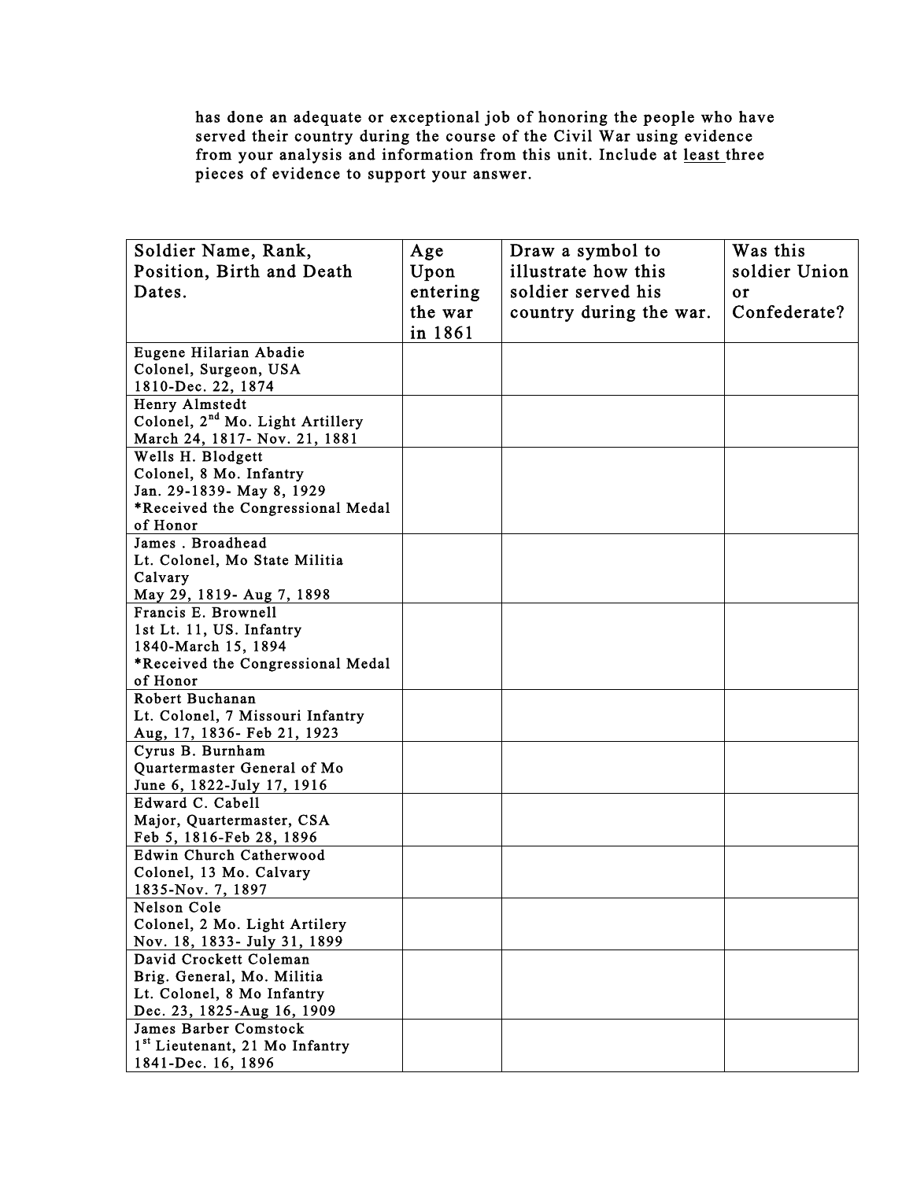has done an adequate or exceptional job of honoring the people who have served their country during the course of the Civil War using evidence from your analysis and information from this unit. Include at least three pieces of evidence to support your answer.

| Soldier Name, Rank, Position, Birth and Death Dates. | Age Upon entering the war in 1861 | Draw a symbol to illustrate how this soldier served his country during the war. | Was this soldier Union or Confederate? |
|---|---|---|---|
| Eugene Hilarian Abadie<br>Colonel, Surgeon, USA<br>1810-Dec. 22, 1874 | | | |
| Henry Almstedt<br>Colonel, 2nd Mo. Light Artillery<br>March 24, 1817- Nov. 21, 1881 | | | |
| Wells H. Blodgett<br>Colonel, 8 Mo. Infantry<br>Jan. 29-1839- May 8, 1929<br>*Received the Congressional Medal of Honor | | | |
| James . Broadhead<br>Lt. Colonel, Mo State Militia Calvary<br>May 29, 1819- Aug 7, 1898 | | | |
| Francis E. Brownell<br>1st Lt. 11, US. Infantry<br>1840-March 15, 1894<br>*Received the Congressional Medal of Honor | | | |
| Robert Buchanan<br>Lt. Colonel, 7 Missouri Infantry<br>Aug, 17, 1836- Feb 21, 1923 | | | |
| Cyrus B. Burnham<br>Quartermaster General of Mo<br>June 6, 1822-July 17, 1916 | | | |
| Edward C. Cabell<br>Major, Quartermaster, CSA<br>Feb 5, 1816-Feb 28, 1896 | | | |
| Edwin Church Catherwood<br>Colonel, 13 Mo. Calvary<br>1835-Nov. 7, 1897 | | | |
| Nelson Cole<br>Colonel, 2 Mo. Light Artilery<br>Nov. 18, 1833- July 31, 1899 | | | |
| David Crockett Coleman<br>Brig. General, Mo. Militia<br>Lt. Colonel, 8 Mo Infantry<br>Dec. 23, 1825-Aug 16, 1909 | | | |
| James Barber Comstock<br>1st Lieutenant, 21 Mo Infantry<br>1841-Dec. 16, 1896 | | | |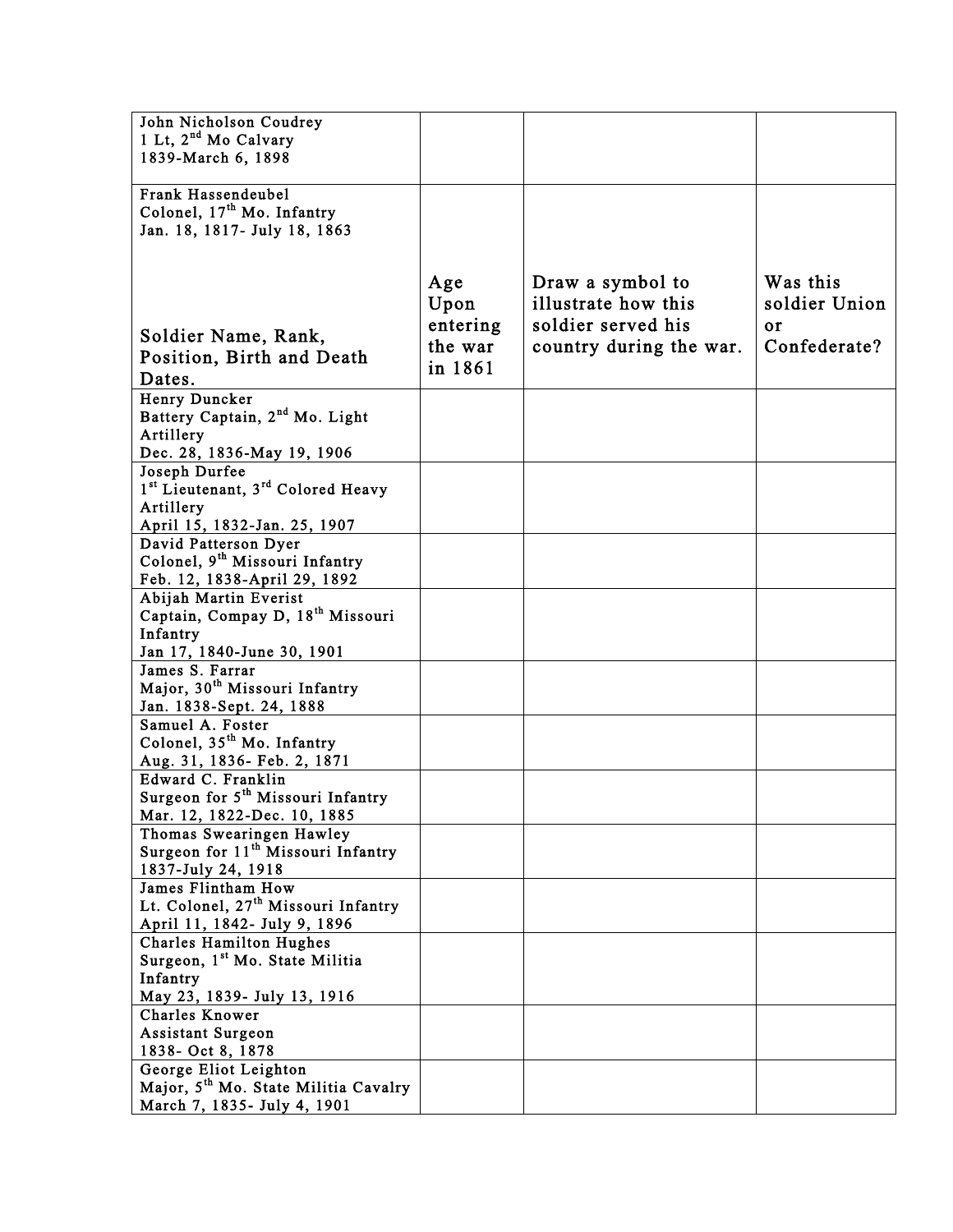| | | | |
|---|---|---|---|
| John Nicholson Coudrey<br>1 Lt, 2nd Mo Calvary<br>1839-March 6, 1898 | | | |
| Frank Hassendeubel<br>Colonel, 17th Mo. Infantry<br>Jan. 18, 1817- July 18, 1863 | | | |
| Soldier Name, Rank, Position, Birth and Death Dates. | Age Upon entering the war in 1861 | Draw a symbol to illustrate how this soldier served his country during the war. | Was this soldier Union or Confederate? |
| Henry Duncker<br>Battery Captain, 2nd Mo. Light Artillery<br>Dec. 28, 1836-May 19, 1906 | | | |
| Joseph Durfee<br>1st Lieutenant, 3rd Colored Heavy Artillery<br>April 15, 1832-Jan. 25, 1907 | | | |
| David Patterson Dyer<br>Colonel, 9th Missouri Infantry<br>Feb. 12, 1838-April 29, 1892 | | | |
| Abijah Martin Everist<br>Captain, Compay D, 18th Missouri Infantry<br>Jan 17, 1840-June 30, 1901 | | | |
| James S. Farrar<br>Major, 30th Missouri Infantry<br>Jan. 1838-Sept. 24, 1888 | | | |
| Samuel A. Foster<br>Colonel, 35th Mo. Infantry<br>Aug. 31, 1836- Feb. 2, 1871 | | | |
| Edward C. Franklin<br>Surgeon for 5th Missouri Infantry<br>Mar. 12, 1822-Dec. 10, 1885 | | | |
| Thomas Swearingen Hawley<br>Surgeon for 11th Missouri Infantry<br>1837-July 24, 1918 | | | |
| James Flintham How<br>Lt. Colonel, 27th Missouri Infantry<br>April 11, 1842- July 9, 1896 | | | |
| Charles Hamilton Hughes<br>Surgeon, 1st Mo. State Militia Infantry<br>May 23, 1839- July 13, 1916 | | | |
| Charles Knower<br>Assistant Surgeon<br>1838- Oct 8, 1878 | | | |
| George Eliot Leighton<br>Major, 5th Mo. State Militia Cavalry<br>March 7, 1835- July 4, 1901 | | | |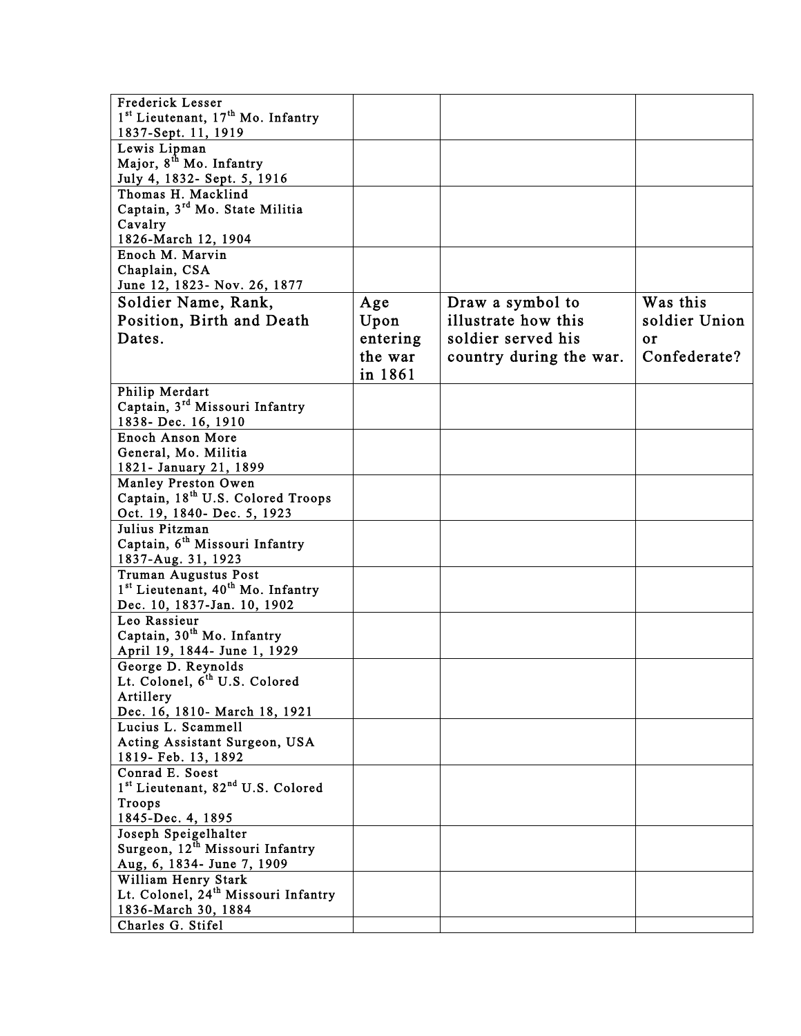| | | | |
|---|---|---|---|
| Frederick Lesser<br>1st Lieutenant, 17th Mo. Infantry<br>1837-Sept. 11, 1919 | | | |
| Lewis Lipman<br>Major, 8th Mo. Infantry<br>July 4, 1832- Sept. 5, 1916 | | | |
| Thomas H. Macklind<br>Captain, 3rd Mo. State Militia Cavalry<br>1826-March 12, 1904 | | | |
| Enoch M. Marvin<br>Chaplain, CSA<br>June 12, 1823- Nov. 26, 1877 | | | |
| **Soldier Name, Rank, Position, Birth and Death Dates.** | **Age Upon entering the war in 1861** | **Draw a symbol to illustrate how this soldier served his country during the war.** | **Was this soldier Union or Confederate?** |
| Philip Merdart<br>Captain, 3rd Missouri Infantry<br>1838- Dec. 16, 1910 | | | |
| Enoch Anson More<br>General, Mo. Militia<br>1821- January 21, 1899 | | | |
| Manley Preston Owen<br>Captain, 18th U.S. Colored Troops<br>Oct. 19, 1840- Dec. 5, 1923 | | | |
| Julius Pitzman<br>Captain, 6th Missouri Infantry<br>1837-Aug. 31, 1923 | | | |
| Truman Augustus Post<br>1st Lieutenant, 40th Mo. Infantry<br>Dec. 10, 1837-Jan. 10, 1902 | | | |
| Leo Rassieur<br>Captain, 30th Mo. Infantry<br>April 19, 1844- June 1, 1929 | | | |
| George D. Reynolds<br>Lt. Colonel, 6th U.S. Colored Artillery<br>Dec. 16, 1810- March 18, 1921 | | | |
| Lucius L. Scammell<br>Acting Assistant Surgeon, USA<br>1819- Feb. 13, 1892 | | | |
| Conrad E. Soest<br>1st Lieutenant, 82nd U.S. Colored Troops<br>1845-Dec. 4, 1895 | | | |
| Joseph Speigelhalter<br>Surgeon, 12th Missouri Infantry<br>Aug, 6, 1834- June 7, 1909 | | | |
| William Henry Stark<br>Lt. Colonel, 24th Missouri Infantry<br>1836-March 30, 1884 | | | |
| Charles G. Stifel | | | |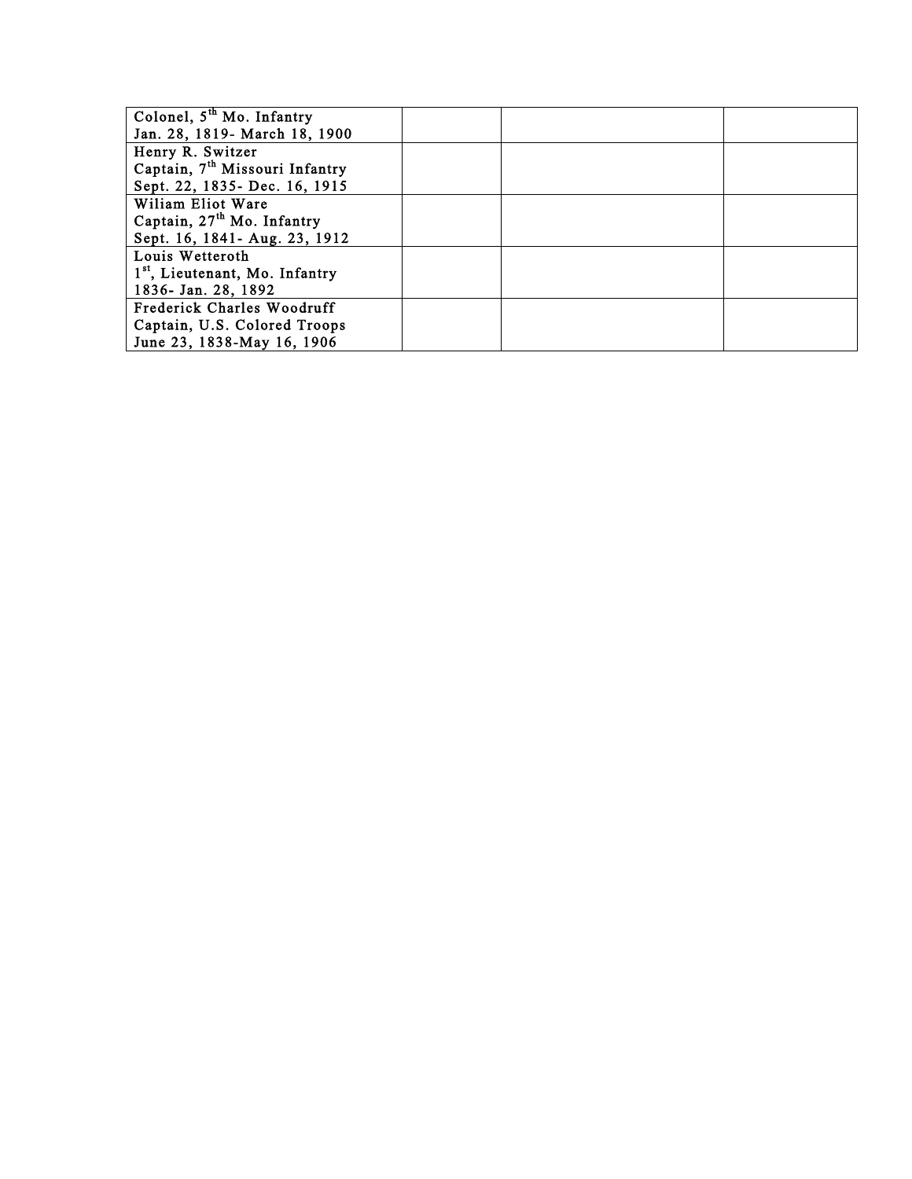| | | | |
|---|---|---|---|
| Colonel, 5th Mo. Infantry<br>Jan. 28, 1819- March 18, 1900 | | | |
| Henry R. Switzer<br>Captain, 7th Missouri Infantry<br>Sept. 22, 1835- Dec. 16, 1915 | | | |
| Wiliam Eliot Ware<br>Captain, 27th Mo. Infantry<br>Sept. 16, 1841- Aug. 23, 1912 | | | |
| Louis Wetteroth<br>1st, Lieutenant, Mo. Infantry<br>1836- Jan. 28, 1892 | | | |
| Frederick Charles Woodruff<br>Captain, U.S. Colored Troops<br>June 23, 1838-May 16, 1906 | | | |